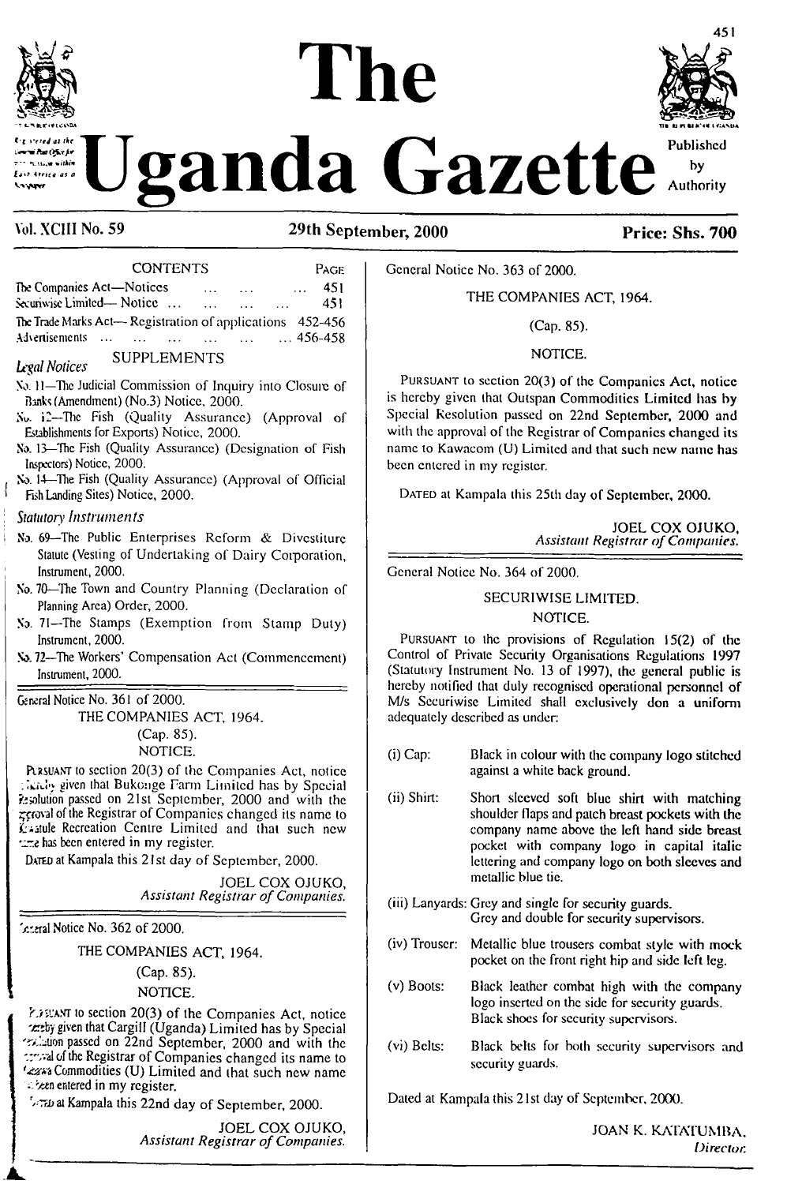# The Uganda Gazette

Registered at the General Post Office for transmission within East Africa as a Newspaper

Published by Authority

**Vol. XCIII No. 59** **29th September, 2000** **Price: Shs. 700**

CONTENTS

| | PAGE |
|---|---|
| The Companies Act—Notices ... ... ... | 451 |
| Securiwise Limited—Notice ... ... ... ... | 451 |
| The Trade Marks Act—Registration of applications | 452-456 |
| Advertisements ... ... ... ... ... ... | 456-458 |

SUPPLEMENTS

*Legal Notices*

No. 11—The Judicial Commission of Inquiry into Closure of Banks (Amendment) (No.3) Notice, 2000.

No. 12—The Fish (Quality Assurance) (Approval of Establishments for Exports) Notice, 2000.

No. 13—The Fish (Quality Assurance) (Designation of Fish Inspectors) Notice, 2000.

No. 14—The Fish (Quality Assurance) (Approval of Official Fish Landing Sites) Notice, 2000.

*Statutory Instruments*

No. 69—The Public Enterprises Reform & Divestiture Statute (Vesting of Undertaking of Dairy Corporation, Instrument, 2000.

No. 70—The Town and Country Planning (Declaration of Planning Area) Order, 2000.

No. 71—The Stamps (Exemption from Stamp Duty) Instrument, 2000.

No. 72—The Workers' Compensation Act (Commencement) Instrument, 2000.

---

General Notice No. 361 of 2000.

THE COMPANIES ACT, 1964.

(Cap. 85).

NOTICE.

PURSUANT to section 20(3) of the Companies Act, notice is hereby given that Bukenge Farm Limited has by Special Resolution passed on 21st September, 2000 and with the approval of the Registrar of Companies changed its name to Kasatule Recreation Centre Limited and that such new name has been entered in my register.

DATED at Kampala this 21st day of September, 2000.

JOEL COX OJUKO,
*Assistant Registrar of Companies.*

---

General Notice No. 362 of 2000.

THE COMPANIES ACT, 1964.

(Cap. 85).

NOTICE.

PURSUANT to section 20(3) of the Companies Act, notice is hereby given that Cargill (Uganda) Limited has by Special Resolution passed on 22nd September, 2000 and with the approval of the Registrar of Companies changed its name to Outspan Commodities (U) Limited and that such new name has been entered in my register.

DATED at Kampala this 22nd day of September, 2000.

JOEL COX OJUKO,
*Assistant Registrar of Companies.*

---

General Notice No. 363 of 2000.

THE COMPANIES ACT, 1964.

(Cap. 85).

NOTICE.

PURSUANT to section 20(3) of the Companies Act, notice is hereby given that Outspan Commodities Limited has by Special Resolution passed on 22nd September, 2000 and with the approval of the Registrar of Companies changed its name to Kawacom (U) Limited and that such new name has been entered in my register.

DATED at Kampala this 25th day of September, 2000.

JOEL COX OJUKO,
*Assistant Registrar of Companies.*

---

General Notice No. 364 of 2000.

SECURIWISE LIMITED.

NOTICE.

PURSUANT to the provisions of Regulation 15(2) of the Control of Private Security Organisations Regulations 1997 (Statutory Instrument No. 13 of 1997), the general public is hereby notified that duly recognised operational personnel of M/s Securiwise Limited shall exclusively don a uniform adequately described as under:

(i) Cap: Black in colour with the company logo stitched against a white back ground.

(ii) Shirt: Short sleeved soft blue shirt with matching shoulder flaps and patch breast pockets with the company name above the left hand side breast pocket with company logo in capital italic lettering and company logo on both sleeves and metallic blue tie.

(iii) Lanyards: Grey and single for security guards. Grey and double for security supervisors.

(iv) Trouser: Metallic blue trousers combat style with mock pocket on the front right hip and side left leg.

(v) Boots: Black leather combat high with the company logo inserted on the side for security guards. Black shoes for security supervisors.

(vi) Belts: Black belts for both security supervisors and security guards.

Dated at Kampala this 21st day of September, 2000.

JOAN K. KATATUMBA,
*Director.*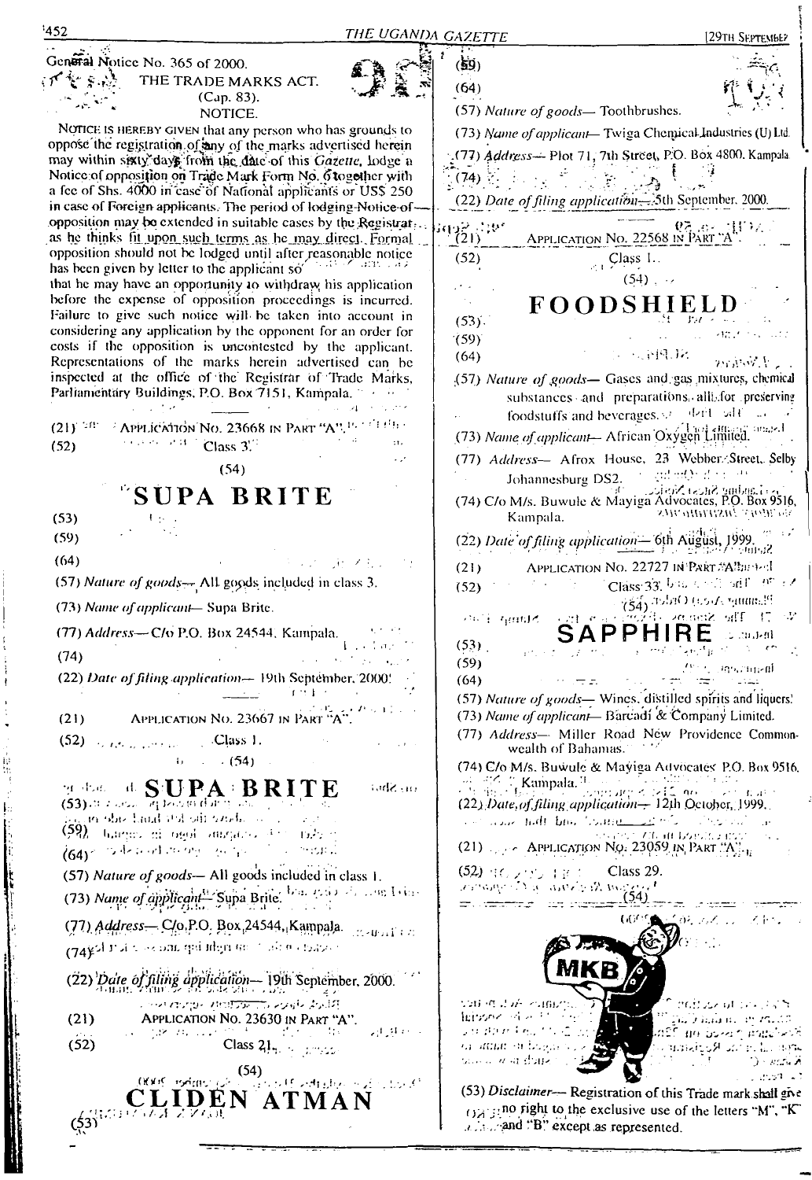General Notice No. 365 of 2000.

THE TRADE MARKS ACT.
(Cap. 83).
NOTICE.

NOTICE IS HEREBY GIVEN that any person who has grounds to oppose the registration of any of the marks advertised herein may within sixty days from the date of this *Gazette*, lodge a Notice of opposition on Trade Mark Form No. 6 together with a fee of Shs. 4000 in case of National applicants or US$ 250 in case of Foreign applicants. The period of lodging Notice of opposition may be extended in suitable cases by the Registrar as he thinks fit upon such terms as he may direct. Formal opposition should not be lodged until after reasonable notice has been given by letter to the applicant so that he may have an opportunity to withdraw his application before the expense of opposition proceedings is incurred. Failure to give such notice will be taken into account in considering any application by the opponent for an order for costs if the opposition is uncontested by the applicant. Representations of the marks herein advertised can be inspected at the office of the Registrar of Trade Marks, Parliamentary Buildings, P.O. Box 7151, Kampala.

---

(21) APPLICATION NO. 23668 IN PART "A".

(52) Class 3.

(54)

**SUPA BRITE**

(53)

(59)

(64)

(57) *Nature of goods*— All goods included in class 3.

(73) *Name of applicant*— Supa Brite.

(77) *Address*— C/o P.O. Box 24544, Kampala.

(74)

(22) *Date of filing application*— 19th September, 2000.

---

(21) APPLICATION NO. 23667 IN PART "A".

(52) Class 1.

(54)

**SUPA BRITE**

(53)

(59)

(64)

(57) *Nature of goods*— All goods included in class 1.

(73) *Name of applicant*— Supa Brite.

(77) *Address*— C/o P.O. Box 24544, Kampala.

(74)

(22) *Date of filing application*— 19th September, 2000.

---

(21) APPLICATION NO. 23630 IN PART "A".

(52) Class 21.

(54)

**CLIDEN ATMAN**

(53)

(59)

(64)

(57) *Nature of goods*— Toothbrushes.

(73) *Name of applicant*— Twiga Chemical Industries (U) Ltd.

(77) *Address*— Plot 71, 7th Street, P.O. Box 4800, Kampala.

(74)

(22) *Date of filing application*— 5th September, 2000.

---

(21) APPLICATION NO. 22568 IN PART "A".

(52) Class 1.

(54)

**FOODSHIELD**

(53)

(59)

(64)

(57) *Nature of goods*— Gases and gas mixtures, chemical substances and preparations, all for preserving foodstuffs and beverages.

(73) *Name of applicant*— African Oxygen Limited.

(77) *Address*— Afrox House, 23 Webber Street, Selby Johannesburg DS2.

(74) C/o M/s. Buwule & Mayiga Advocates, P.O. Box 9516, Kampala.

(22) *Date of filing application*— 6th August, 1999.

---

(21) APPLICATION NO. 22727 IN PART "A".

(52) Class 33.

(54)

**SAPPHIRE**

(53)

(59)

(64)

(57) *Nature of goods*— Wines, distilled spirits and liquers.

(73) *Name of applicant*— Barcadi & Company Limited.

(77) *Address*— Miller Road New Providence Commonwealth of Bahamas.

(74) C/o M/s. Buwule & Mayiga Advocates P.O. Box 9516, Kampala.

(22) *Date of filing application*— 12th October, 1999.

---

(21) APPLICATION NO. 23059 IN PART "A".

(52) Class 29.

(54)

MKB

(53) *Disclaimer*— Registration of this Trade mark shall give no right to the exclusive use of the letters "M", "K" and "B" except as represented.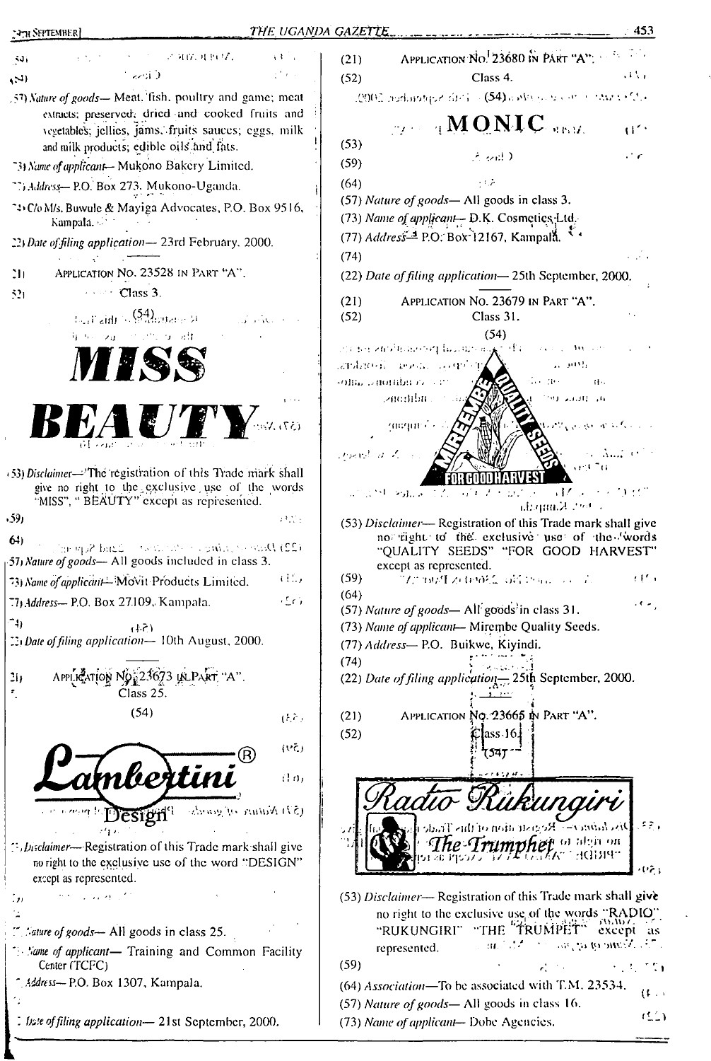(59)

(64)

(57) *Nature of goods*— Meat, fish, poultry and game; meat extracts; preserved, dried and cooked fruits and vegetables; jellies, jams, fruits sauces; eggs, milk and milk products; edible oils and fats.

(73) *Name of applicant*— Mukono Bakery Limited.

(77) *Address*— P.O. Box 273, Mukono-Uganda.

(74) C/o M/s. Buwule & Mayiga Advocates, P.O. Box 9516, Kampala.

(22) *Date of filing application*— 23rd February, 2000.

---

(21) APPLICATION No. 23528 IN PART "A".

(52) Class 3.

(54)

**MISS BEAUTY**

(53) *Disclaimer*—The registration of this Trade mark shall give no right to the exclusive use of the words "MISS", " BEAUTY" except as represented.

(59)

(64)

(57) *Nature of goods*— All goods included in class 3.

(73) *Name of applicant*— Movit Products Limited.

(77) *Address*— P.O. Box 27109, Kampala.

(74)

(22) *Date of filing application*— 10th August, 2000.

---

(21) APPLICATION No. 23673 IN PART "A".

(52) Class 25.

(54)

Lambertini® Design

(53) *Disclaimer*— Registration of this Trade mark shall give no right to the exclusive use of the word "DESIGN" except as represented.

(59)

(64)

(57) *Nature of goods*— All goods in class 25.

(73) *Name of applicant*— Training and Common Facility Center (TCFC)

(77) *Address*— P.O. Box 1307, Kampala.

(74)

(22) *Date of filing application*— 21st September, 2000.

---

(21) APPLICATION No. 23680 IN PART "A".

(52) Class 4.

(54)

**MONIC**

(53)

(59)

(64)

(57) *Nature of goods*— All goods in class 3.

(73) *Name of applicant*— D.K. Cosmetics Ltd.

(77) *Address*— P.O. Box 12167, Kampala.

(74)

(22) *Date of filing application*— 25th September, 2000.

---

(21) APPLICATION No. 23679 IN PART "A".

(52) Class 31.

(54)

MIREMBE QUALITY SEEDS FOR GOOD HARVEST

(53) *Disclaimer*— Registration of this Trade mark shall give no right to the exclusive use of the words "QUALITY SEEDS" "FOR GOOD HARVEST" except as represented.

(59)

(64)

(57) *Nature of goods*— All goods in class 31.

(73) *Name of applicant*— Mirembe Quality Seeds.

(77) *Address*— P.O. Buikwe, Kiyindi.

(74)

(22) *Date of filing application*— 25th September, 2000.

---

(21) APPLICATION No. 23665 IN PART "A".

(52) Class 16.

(54)

Radio Rukungiri The Trumphet

(53) *Disclaimer*— Registration of this Trade mark shall give no right to the exclusive use of the words "RADIO" "RUKUNGIRI" "THE TRUMPHET" except as represented.

(59)

(64) *Association*—To be associated with T.M. 23534.

(57) *Nature of goods*— All goods in class 16.

(73) *Name of applicant*— Dobe Agencies.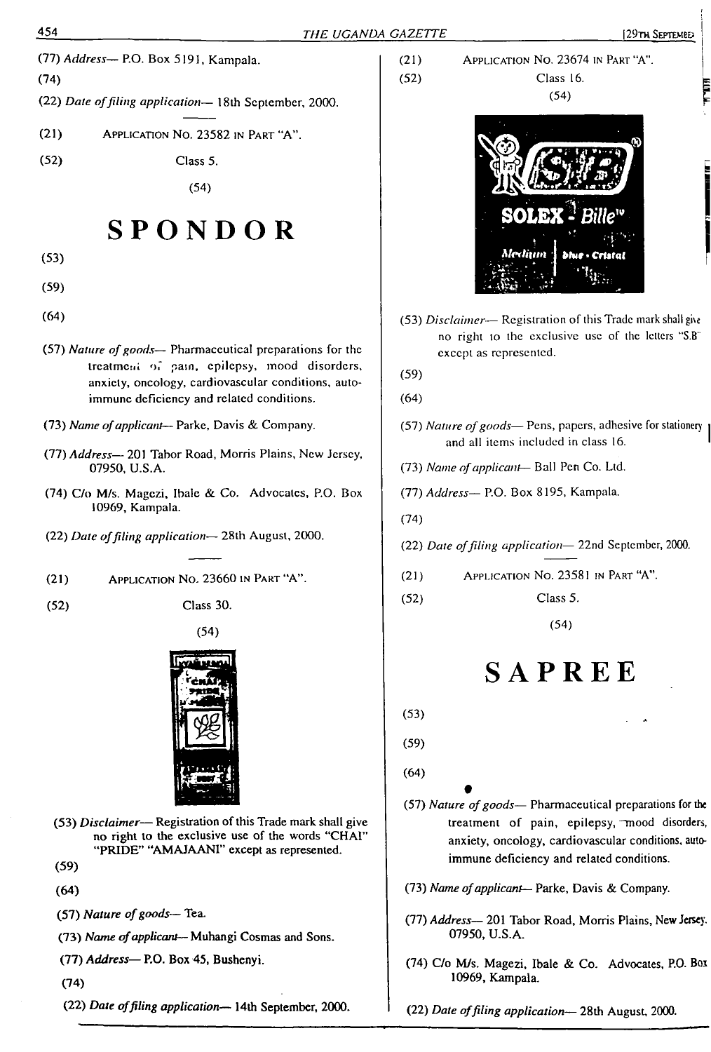(77) *Address*— P.O. Box 5191, Kampala.

(74)

(22) *Date of filing application*— 18th September, 2000.

---

(21) APPLICATION NO. 23582 IN PART "A".

(52) Class 5.

(54)

# SPONDOR

(53)

(59)

(64)

(57) *Nature of goods*— Pharmaceutical preparations for the treatment of pain, epilepsy, mood disorders, anxiety, oncology, cardiovascular conditions, auto-immune deficiency and related conditions.

(73) *Name of applicant*— Parke, Davis & Company.

(77) *Address*— 201 Tabor Road, Morris Plains, New Jersey, 07950, U.S.A.

(74) C/o M/s. Magezi, Ibale & Co. Advocates, P.O. Box 10969, Kampala.

(22) *Date of filing application*— 28th August, 2000.

---

(21) APPLICATION NO. 23660 IN PART "A".

(52) Class 30.

(54)

(53) *Disclaimer*— Registration of this Trade mark shall give no right to the exclusive use of the words "CHAI" "PRIDE" "AMAJAANI" except as represented.

(59)

(64)

(57) *Nature of goods*— Tea.

(73) *Name of applicant*— Muhangi Cosmas and Sons.

(77) *Address*— P.O. Box 45, Bushenyi.

(74)

(22) *Date of filing application*— 14th September, 2000.

---

(21) APPLICATION NO. 23674 IN PART "A".

(52) Class 16.

(54)

(53) *Disclaimer*— Registration of this Trade mark shall give no right to the exclusive use of the letters "S.B" except as represented.

(59)

(64)

(57) *Nature of goods*— Pens, papers, adhesive for stationery and all items included in class 16.

(73) *Name of applicant*— Ball Pen Co. Ltd.

(77) *Address*— P.O. Box 8195, Kampala.

(74)

(22) *Date of filing application*— 22nd September, 2000.

---

(21) APPLICATION NO. 23581 IN PART "A".

(52) Class 5.

(54)

# SAPREE

(53)

(59)

(64)

(57) *Nature of goods*— Pharmaceutical preparations for the treatment of pain, epilepsy, mood disorders, anxiety, oncology, cardiovascular conditions, auto-immune deficiency and related conditions.

(73) *Name of applicant*— Parke, Davis & Company.

(77) *Address*— 201 Tabor Road, Morris Plains, New Jersey. 07950, U.S.A.

(74) C/o M/s. Magezi, Ibale & Co. Advocates, P.O. Box 10969, Kampala.

(22) *Date of filing application*— 28th August, 2000.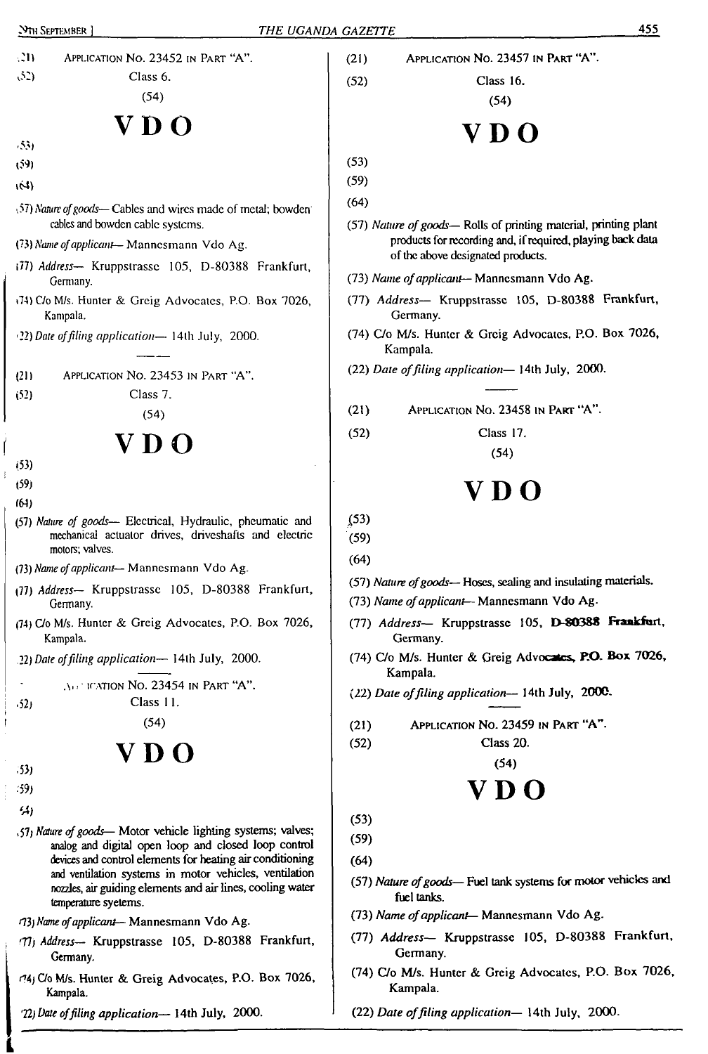(21) APPLICATION NO. 23452 IN PART "A".

(52) Class 6.

(54)

## VDO

(53)

(59)

(64)

(57) *Nature of goods*— Cables and wires made of metal; bowden cables and bowden cable systems.

(73) *Name of applicant*— Mannesmann Vdo Ag.

(77) *Address*— Kruppstrasse 105, D-80388 Frankfurt, Germany.

(74) C/o M/s. Hunter & Greig Advocates, P.O. Box 7026, Kampala.

(22) *Date of filing application*— 14th July, 2000.

---

(21) APPLICATION NO. 23453 IN PART "A".

(52) Class 7.

(54)

## VDO

(53)

(59)

(64)

(57) *Nature of goods*— Electrical, Hydraulic, pheumatic and mechanical actuator drives, driveshafts and electric motors; valves.

(73) *Name of applicant*— Mannesmann Vdo Ag.

(77) *Address*— Kruppstrasse 105, D-80388 Frankfurt, Germany.

(74) C/o M/s. Hunter & Greig Advocates, P.O. Box 7026, Kampala.

(22) *Date of filing application*— 14th July, 2000.

---

(21) APPLICATION NO. 23454 IN PART "A".

(52) Class 11.

(54)

## VDO

(53)

(59)

(64)

(57) *Nature of goods*— Motor vehicle lighting systems; valves; analog and digital open loop and closed loop control devices and control elements for heating air conditioning and ventilation systems in motor vehicles, ventilation nozzles, air guiding elements and air lines, cooling water temperature syetems.

(73) *Name of applicant*— Mannesmann Vdo Ag.

(77) *Address*— Kruppstrasse 105, D-80388 Frankfurt, Germany.

(74) C/o M/s. Hunter & Greig Advocates, P.O. Box 7026, Kampala.

(22) *Date of filing application*— 14th July, 2000.

---

(21) APPLICATION NO. 23457 IN PART "A".

(52) Class 16.

(54)

## VDO

(53)

(59)

(64)

(57) *Nature of goods*— Rolls of printing material, printing plant products for recording and, if required, playing back data of the above designated products.

(73) *Name of applicant*— Mannesmann Vdo Ag.

(77) *Address*— Kruppstrasse 105, D-80388 Frankfurt, Germany.

(74) C/o M/s. Hunter & Greig Advocates, P.O. Box 7026, Kampala.

(22) *Date of filing application*— 14th July, 2000.

---

(21) APPLICATION NO. 23458 IN PART "A".

(52) Class 17.

(54)

## VDO

(53)

(59)

(64)

(57) *Nature of goods*— Hoses, sealing and insulating materials.

(73) *Name of applicant*— Mannesmann Vdo Ag.

(77) *Address*— Kruppstrasse 105, D-80388 Frankfurt, Germany.

(74) C/o M/s. Hunter & Greig Advocates, P.O. Box 7026, Kampala.

(22) *Date of filing application*— 14th July, 2000.

---

(21) APPLICATION NO. 23459 IN PART "A".

(52) Class 20.

(54)

## VDO

(53)

(59)

(64)

(57) *Nature of goods*— Fuel tank systems for motor vehicles and fuel tanks.

(73) *Name of applicant*— Mannesmann Vdo Ag.

(77) *Address*— Kruppstrasse 105, D-80388 Frankfurt, Germany.

(74) C/o M/s. Hunter & Greig Advocates, P.O. Box 7026, Kampala.

(22) *Date of filing application*— 14th July, 2000.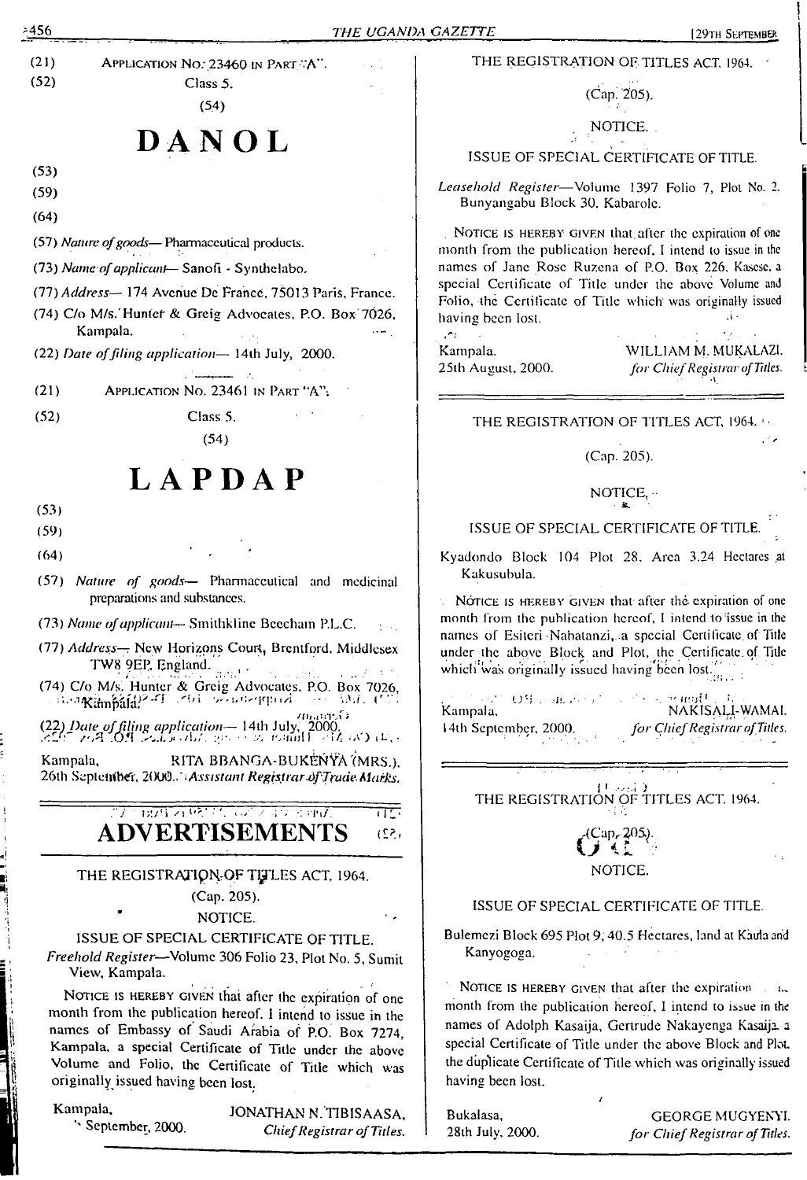(21) Application No. 23460 in Part "A".

(52) Class 5.

(54)

# DANOL

(53)

(59)

(64)

(57) *Nature of goods*— Pharmaceutical products.

(73) *Name of applicant*— Sanofi - Synthelabo.

(77) *Address*— 174 Avenue De France, 75013 Paris, France.

(74) C/o M/s. Hunter & Greig Advocates, P.O. Box 7026, Kampala.

(22) *Date of filing application*— 14th July, 2000.

---

(21) Application No. 23461 in Part "A".

(52) Class 5.

(54)

# LAPDAP

(53)

(59)

(64)

(57) *Nature of goods*— Pharmaceutical and medicinal preparations and substances.

(73) *Name of applicant*— Smithkline Beecham P.L.C.

(77) *Address*— New Horizons Court, Brentford, Middlesex TW8 9EP, England.

(74) C/o M/s. Hunter & Greig Advocates, P.O. Box 7026, Kampala.

(22) *Date of filing application*— 14th July, 2000.

Kampala, RITA BBANGA-BUKENYA (MRS.),
26th September, 2000. *Assistant Registrar of Trade Marks.*

---

# ADVERTISEMENTS

THE REGISTRATION OF TITLES ACT, 1964.

(Cap. 205).

NOTICE.

ISSUE OF SPECIAL CERTIFICATE OF TITLE.

*Freehold Register*—Volume 306 Folio 23, Plot No. 5, Sumit View, Kampala.

Notice is hereby given that after the expiration of one month from the publication hereof, I intend to issue in the names of Embassy of Saudi Arabia of P.O. Box 7274, Kampala, a special Certificate of Title under the above Volume and Folio, the Certificate of Title which was originally issued having been lost.

Kampala, JONATHAN N. TIBISAASA,
September, 2000. *Chief Registrar of Titles.*

---

THE REGISTRATION OF TITLES ACT, 1964.

(Cap. 205).

NOTICE.

ISSUE OF SPECIAL CERTIFICATE OF TITLE.

*Leasehold Register*—Volume 1397 Folio 7, Plot No. 2. Bunyangabu Block 30, Kabarole.

Notice is hereby given that after the expiration of one month from the publication hereof, I intend to issue in the names of Jane Rose Ruzena of P.O. Box 226, Kasese, a special Certificate of Title under the above Volume and Folio, the Certificate of Title which was originally issued having been lost.

Kampala, WILLIAM M. MUKALAZI,
25th August, 2000. *for Chief Registrar of Titles.*

---

THE REGISTRATION OF TITLES ACT, 1964.

(Cap. 205).

NOTICE.

ISSUE OF SPECIAL CERTIFICATE OF TITLE.

Kyadondo Block 104 Plot 28, Area 3.24 Hectares at Kakusubula.

Notice is hereby given that after the expiration of one month from the publication hereof, I intend to issue in the names of Esiteri Nabatanzi, a special Certificate of Title under the above Block and Plot, the Certificate of Title which was originally issued having been lost.

Kampala, NAKISALI-WAMAI,
14th September, 2000. *for Chief Registrar of Titles.*

---

THE REGISTRATION OF TITLES ACT, 1964.

(Cap. 205).

NOTICE.

ISSUE OF SPECIAL CERTIFICATE OF TITLE.

Bulemezi Block 695 Plot 9, 40.5 Hectares, land at Kaula and Kanyogoga.

Notice is hereby given that after the expiration of one month from the publication hereof, I intend to issue in the names of Adolph Kasaija, Gertrude Nakayenga Kasaija, a special Certificate of Title under the above Block and Plot, the duplicate Certificate of Title which was originally issued having been lost.

Bukalasa, GEORGE MUGYENYI,
28th July, 2000. *for Chief Registrar of Titles.*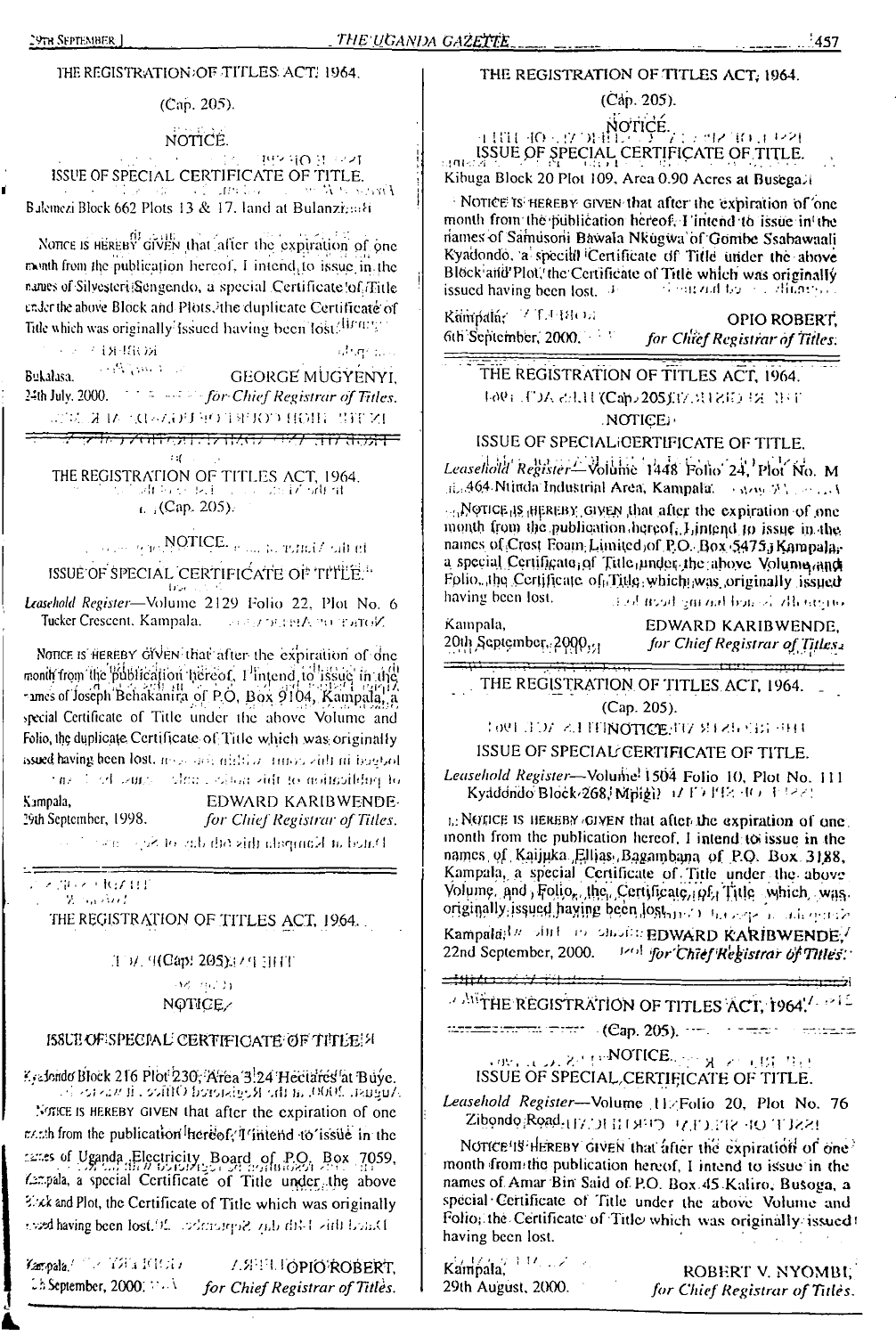THE REGISTRATION OF TITLES ACT, 1964.

(Cap. 205).

NOTICE.

ISSUE OF SPECIAL CERTIFICATE OF TITLE.

Bulemezi Block 662 Plots 13 & 17, land at Bulanzi

NOTICE IS HEREBY GIVEN that after the expiration of one month from the publication hereof, I intend to issue in the names of Silvesteri Sengendo, a special Certificate of Title under the above Block and Plots, the duplicate Certificate of Title which was originally issued having been lost.

Bukalasa, 24th July, 2000.

GEORGE MUGYENYI, *for Chief Registrar of Titles.*

---

THE REGISTRATION OF TITLES ACT, 1964.

(Cap. 205).

NOTICE.

ISSUE OF SPECIAL CERTIFICATE OF TITLE.

*Leasehold Register*—Volume 2129 Folio 22, Plot No. 6 Tucker Crescent, Kampala.

NOTICE IS HEREBY GIVEN that after the expiration of one month from the publication hereof, I intend to issue in the names of Joseph Behakanira of P.O. Box 9104, Kampala, a special Certificate of Title under the above Volume and Folio, the duplicate Certificate of Title which was originally issued having been lost.

Kampala, 29th September, 1998.

EDWARD KARIBWENDE, *for Chief Registrar of Titles.*

---

THE REGISTRATION OF TITLES ACT, 1964.

(Cap. 205).

NOTICE.

ISSUE OF SPECIAL CERTIFICATE OF TITLE.

Kyadondo Block 216 Plot 230, Area 3.24 Hectares at Buye.

NOTICE IS HEREBY GIVEN that after the expiration of one month from the publication hereof, I intend to issue in the names of Uganda Electricity Board of P.O. Box 7059, Kampala, a special Certificate of Title under the above Block and Plot, the Certificate of Title which was originally issued having been lost.

Kampala, 2.. September, 2000.

OPIO ROBERT, *for Chief Registrar of Titles.*

---

THE REGISTRATION OF TITLES ACT, 1964.

(Cap. 205).

NOTICE.

ISSUE OF SPECIAL CERTIFICATE OF TITLE.

Kibuga Block 20 Plot 109, Area 0.90 Acres at Busega.

NOTICE IS HEREBY GIVEN that after the expiration of one month from the publication hereof, I intend to issue in the names of Samusoni Bawala Nkugwa of Gombe Ssabawaali Kyadondo, a special Certificate of Title under the above Block and Plot, the Certificate of Title which was originally issued having been lost.

Kampala, 6th September, 2000.

OPIO ROBERT, *for Chief Registrar of Titles.*

---

THE REGISTRATION OF TITLES ACT, 1964.

(Cap. 205).

NOTICE.

ISSUE OF SPECIAL CERTIFICATE OF TITLE.

*Leasehold Register*—Volume 1448 Folio 24, Plot No. M 464 Ntinda Industrial Area, Kampala.

NOTICE IS HEREBY GIVEN that after the expiration of one month from the publication hereof, I intend to issue in the names of Crest Foam Limited of P.O. Box 5475, Kampala, a special Certificate of Title under the above Volume and Folio, the Certificate of Title which was originally issued having been lost.

Kampala, 20th September, 2000.

EDWARD KARIBWENDE, *for Chief Registrar of Titles.*

---

THE REGISTRATION OF TITLES ACT, 1964.

(Cap. 205).

NOTICE.

ISSUE OF SPECIAL CERTIFICATE OF TITLE.

*Leasehold Register*—Volume 1504 Folio 10, Plot No. 111 Kyadondo Block 268, Mpigi.

NOTICE IS HEREBY GIVEN that after the expiration of one month from the publication hereof, I intend to issue in the names of Kaijuka Ellias Bagambana of P.O. Box 3188, Kampala, a special Certificate of Title under the above Volume and Folio, the Certificate of Title which was originally issued having been lost.

Kampala, 22nd September, 2000.

EDWARD KARIBWENDE, *for Chief Registrar of Titles.*

---

THE REGISTRATION OF TITLES ACT, 1964.

(Cap. 205).

NOTICE.

ISSUE OF SPECIAL CERTIFICATE OF TITLE.

*Leasehold Register*—Volume 11 Folio 20, Plot No. 76 Zibondo Road.

NOTICE IS HEREBY GIVEN that after the expiration of one month from the publication hereof, I intend to issue in the names of Amar Bin Said of P.O. Box 45 Kaliro, Busoga, a special Certificate of Title under the above Volume and Folio, the Certificate of Title which was originally issued having been lost.

Kampala, 29th August, 2000.

ROBERT V. NYOMBI, *for Chief Registrar of Titles.*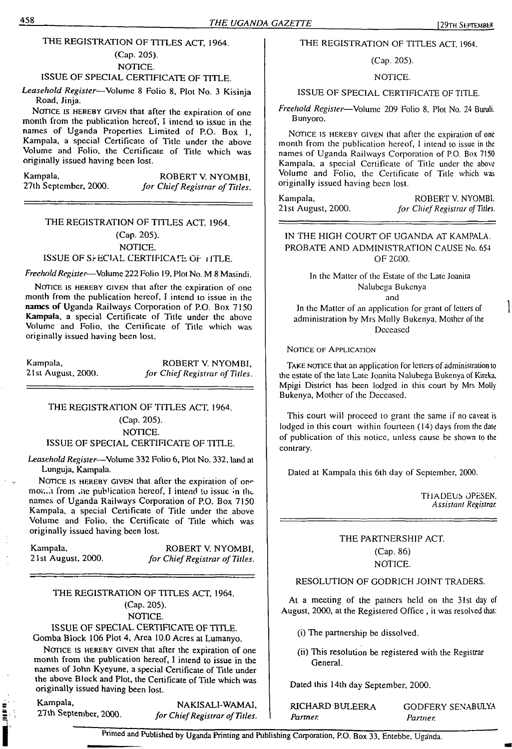THE REGISTRATION OF TITLES ACT, 1964.

(Cap. 205).

NOTICE.

ISSUE OF SPECIAL CERTIFICATE OF TITLE.

*Leasehold Register*—Volume 8 Folio 8, Plot No. 3 Kisinja Road, Jinja.

NOTICE IS HEREBY GIVEN that after the expiration of one month from the publication hereof, I intend to issue in the names of Uganda Properties Limited of P.O. Box 1, Kampala, a special Certificate of Title under the above Volume and Folio, the Certificate of Title which was originally issued having been lost.

Kampala, 27th September, 2000.

ROBERT V. NYOMBI, *for Chief Registrar of Titles.*

---

THE REGISTRATION OF TITLES ACT, 1964.

(Cap. 205).

NOTICE.

ISSUE OF SPECIAL CERTIFICATE OF TITLE.

*Freehold Register*—Volume 222 Folio 19, Plot No. M 8 Masindi.

NOTICE IS HEREBY GIVEN that after the expiration of one month from the publication hereof, I intend to issue in the names of Uganda Railways Corporation of P.O. Box 7150 Kampala, a special Certificate of Title under the above Volume and Folio, the Certificate of Title which was originally issued having been lost.

Kampala, 21st August, 2000.

ROBERT V. NYOMBI, *for Chief Registrar of Titles.*

---

THE REGISTRATION OF TITLES ACT, 1964.

(Cap. 205).

NOTICE.

ISSUE OF SPECIAL CERTIFICATE OF TITLE.

*Leasehold Register*—Volume 332 Folio 6, Plot No. 332, land at Lunguja, Kampala.

NOTICE IS HEREBY GIVEN that after the expiration of one month from the publication hereof, I intend to issue in the names of Uganda Railways Corporation of P.O. Box 7150 Kampala, a special Certificate of Title under the above Volume and Folio, the Certificate of Title which was originally issued having been lost.

Kampala, 21st August, 2000.

ROBERT V. NYOMBI, *for Chief Registrar of Titles.*

---

THE REGISTRATION OF TITLES ACT, 1964.

(Cap. 205).

NOTICE.

ISSUE OF SPECIAL CERTIFICATE OF TITLE.

Gomba Block 106 Plot 4, Area 10.0 Acres at Lumanyo.

NOTICE IS HEREBY GIVEN that after the expiration of one month from the publication hereof, I intend to issue in the names of John Kyeyune, a special Certificate of Title under the above Block and Plot, the Certificate of Title which was originally issued having been lost.

Kampala, 27th September, 2000.

NAKISALI-WAMAI, *for Chief Registrar of Titles.*

---

THE REGISTRATION OF TITLES ACT, 1964.

(Cap. 205).

NOTICE.

ISSUE OF SPECIAL CERTIFICATE OF TITLE.

*Freehold Register*—Volume 209 Folio 8, Plot No. 24 Buruli, Bunyoro.

NOTICE IS HEREBY GIVEN that after the expiration of one month from the publication hereof, I intend to issue in the names of Uganda Railways Corporation of P.O. Box 7150 Kampala, a special Certificate of Title under the above Volume and Folio, the Certificate of Title which was originally issued having been lost.

Kampala, 21st August, 2000.

ROBERT V. NYOMBI, *for Chief Registrar of Titles.*

---

IN THE HIGH COURT OF UGANDA AT KAMPALA.
PROBATE AND ADMINISTRATION CAUSE No. 654 OF 2000.

In the Matter of the Estate of the Late Joanita Nalubega Bukenya

and

In the Matter of an application for grant of letters of administration by Mrs Molly Bukenya, Mother of the Deceased

NOTICE OF APPLICATION

TAKE NOTICE that an application for letters of administration to the estate of the late Late Joanita Nalubega Bukenya of Kireka, Mpigi District has been lodged in this court by Mrs Molly Bukenya, Mother of the Deceased.

This court will proceed to grant the same if no caveat is lodged in this court within fourteen (14) days from the date of publication of this notice, unless cause be shown to the contrary.

Dated at Kampala this 6th day of September, 2000.

THADEUS OPESEN, *Assistant Registrar.*

---

THE PARTNERSHIP ACT.

(Cap. 86)

NOTICE.

RESOLUTION OF GODRICH JOINT TRADERS.

At a meeting of the patners held on the 31st day of August, 2000, at the Registered Office , it was resolved that:

(i) The partnership be dissolved.

(ii) This resolution be registered with the Registrar General.

Dated this 14th day September, 2000.

RICHARD BULEERA, *Partner.*

GODFERY SENABULYA, *Partner.*

---

Printed and Published by Uganda Printing and Publishing Corporation, P.O. Box 33, Entebbe, Uganda.